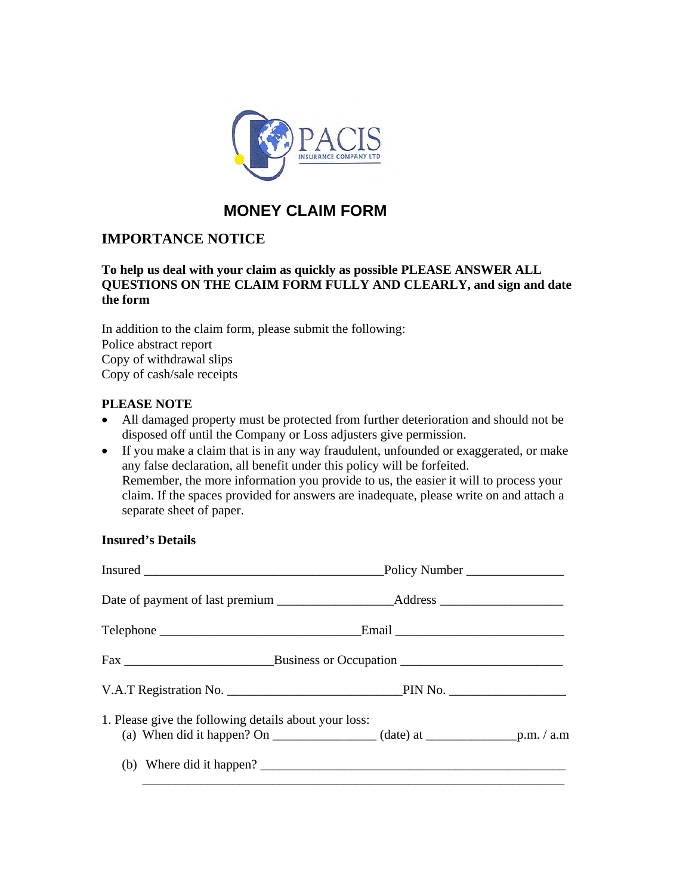PACIS
INSURANCE COMPANY LTD

# MONEY CLAIM FORM

## IMPORTANCE NOTICE

**To help us deal with your claim as quickly as possible PLEASE ANSWER ALL QUESTIONS ON THE CLAIM FORM FULLY AND CLEARLY, and sign and date the form**

In addition to the claim form, please submit the following:
Police abstract report
Copy of withdrawal slips
Copy of cash/sale receipts

**PLEASE NOTE**

- All damaged property must be protected from further deterioration and should not be disposed off until the Company or Loss adjusters give permission.
- If you make a claim that is in any way fraudulent, unfounded or exaggerated, or make any false declaration, all benefit under this policy will be forfeited.
  Remember, the more information you provide to us, the easier it will to process your claim. If the spaces provided for answers are inadequate, please write on and attach a separate sheet of paper.

**Insured's Details**

Insured ____________________________________ Policy Number _______________

Date of payment of last premium _________________ Address __________________

Telephone ______________________________ Email _________________________

Fax ______________________ Business or Occupation ________________________

V.A.T Registration No. __________________________ PIN No. _________________

1. Please give the following details about your loss:
   (a) When did it happen? On _______________ (date) at _____________ p.m. / a.m

   (b) Where did it happen? ______________________________________________
   ________________________________________________________________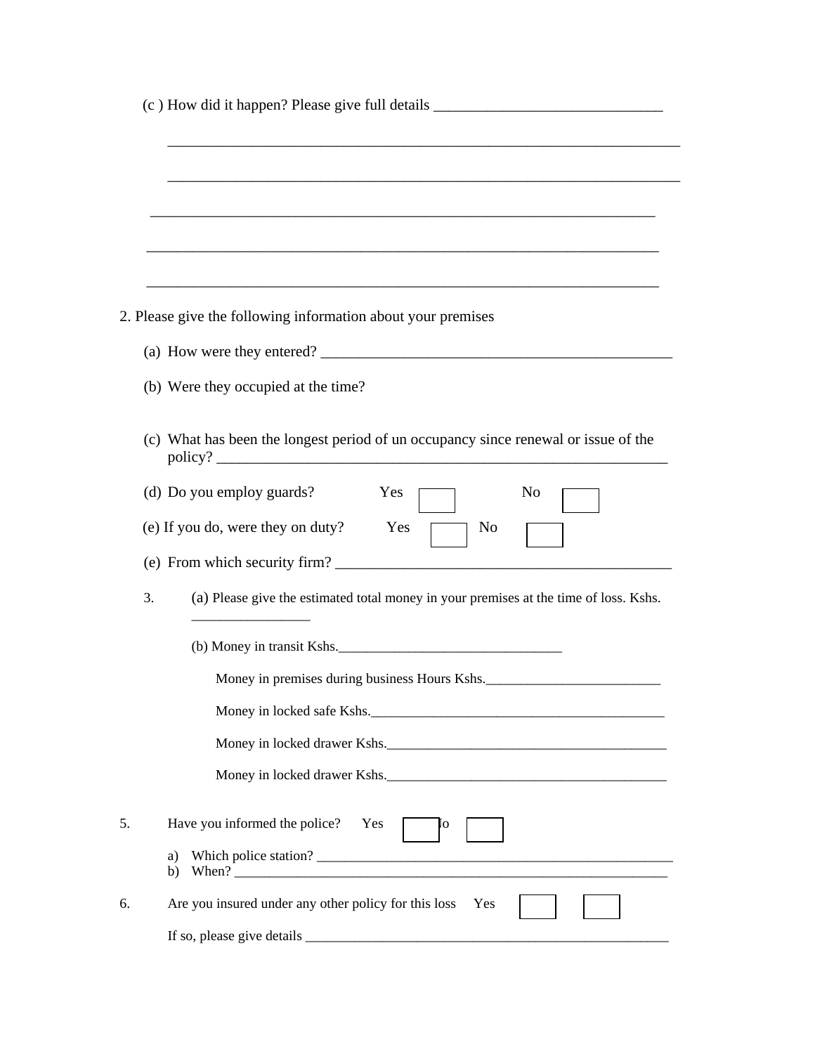(c ) How did it happen? Please give full details ______________________________

_____________________________________________________________________

_____________________________________________________________________

_____________________________________________________________________

_____________________________________________________________________

_____________________________________________________________________

2. Please give the following information about your premises

(a) How were they entered? _______________________________________________

(b) Were they occupied at the time?

(c) What has been the longest period of un occupancy since renewal or issue of the policy? ____________________________________________________________

(d) Do you employ guards? Yes ☐ No ☐

(e) If you do, were they on duty? Yes ☐ No ☐

(e) From which security firm? ____________________________________________

3. (a) Please give the estimated total money in your premises at the time of loss. Kshs. ________________

(b) Money in transit Kshs._______________________________

Money in premises during business Hours Kshs.________________________

Money in locked safe Kshs._________________________________________

Money in locked drawer Kshs._______________________________________

Money in locked drawer Kshs._______________________________________

5. Have you informed the police? Yes ☐ No ☐

a) Which police station? _____________________________________________________
b) When? ________________________________________________________________

6. Are you insured under any other policy for this loss Yes ☐ ☐

If so, please give details ____________________________________________________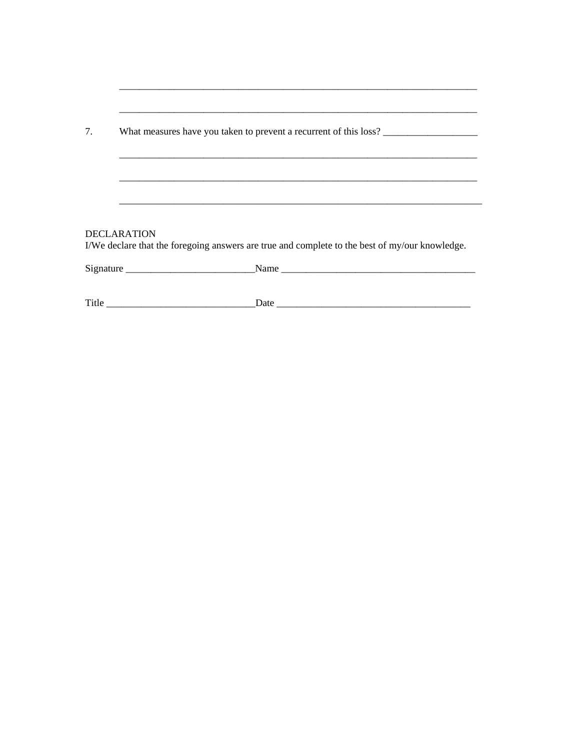\_\_\_\_\_\_\_\_\_\_\_\_\_\_\_\_\_\_\_\_\_\_\_\_\_\_\_\_\_\_\_\_\_\_\_\_\_\_\_\_\_\_\_\_\_\_\_\_\_\_\_\_\_\_\_\_\_\_\_\_\_\_\_\_\_\_\_\_\_\_\_\_

\_\_\_\_\_\_\_\_\_\_\_\_\_\_\_\_\_\_\_\_\_\_\_\_\_\_\_\_\_\_\_\_\_\_\_\_\_\_\_\_\_\_\_\_\_\_\_\_\_\_\_\_\_\_\_\_\_\_\_\_\_\_\_\_\_\_\_\_\_\_\_\_

7. What measures have you taken to prevent a recurrent of this loss? \_\_\_\_\_\_\_\_\_\_\_\_\_\_\_\_\_\_\_

\_\_\_\_\_\_\_\_\_\_\_\_\_\_\_\_\_\_\_\_\_\_\_\_\_\_\_\_\_\_\_\_\_\_\_\_\_\_\_\_\_\_\_\_\_\_\_\_\_\_\_\_\_\_\_\_\_\_\_\_\_\_\_\_\_\_\_\_\_\_\_\_

\_\_\_\_\_\_\_\_\_\_\_\_\_\_\_\_\_\_\_\_\_\_\_\_\_\_\_\_\_\_\_\_\_\_\_\_\_\_\_\_\_\_\_\_\_\_\_\_\_\_\_\_\_\_\_\_\_\_\_\_\_\_\_\_\_\_\_\_\_\_\_\_

\_\_\_\_\_\_\_\_\_\_\_\_\_\_\_\_\_\_\_\_\_\_\_\_\_\_\_\_\_\_\_\_\_\_\_\_\_\_\_\_\_\_\_\_\_\_\_\_\_\_\_\_\_\_\_\_\_\_\_\_\_\_\_\_\_\_\_\_\_\_\_\_\_

DECLARATION

I/We declare that the foregoing answers are true and complete to the best of my/our knowledge.

Signature \_\_\_\_\_\_\_\_\_\_\_\_\_\_\_\_\_\_\_\_\_\_\_\_\_\_Name \_\_\_\_\_\_\_\_\_\_\_\_\_\_\_\_\_\_\_\_\_\_\_\_\_\_\_\_\_\_\_\_\_\_\_\_\_\_\_\_

Title \_\_\_\_\_\_\_\_\_\_\_\_\_\_\_\_\_\_\_\_\_\_\_\_\_\_\_\_\_\_Date \_\_\_\_\_\_\_\_\_\_\_\_\_\_\_\_\_\_\_\_\_\_\_\_\_\_\_\_\_\_\_\_\_\_\_\_\_\_\_\_